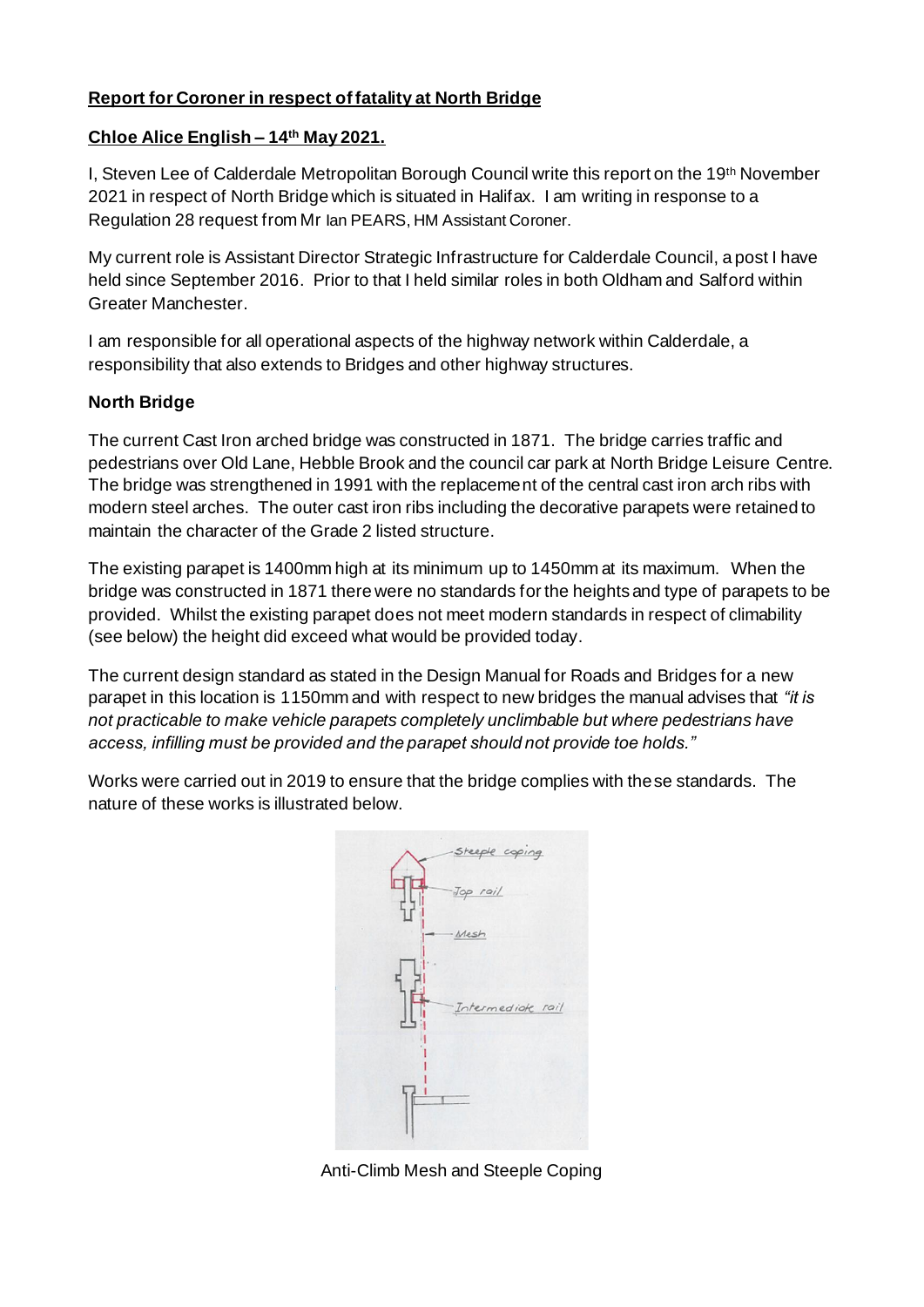**<u>Report for Coroner in respect of fatality at North Bridge</u>**

**<u>Chloe Alice English – 14th May 2021.</u>**

I, Steven Lee of Calderdale Metropolitan Borough Council write this report on the 19th November 2021 in respect of North Bridge which is situated in Halifax. I am writing in response to a Regulation 28 request from Mr Ian PEARS, HM Assistant Coroner.

My current role is Assistant Director Strategic Infrastructure for Calderdale Council, a post I have held since September 2016. Prior to that I held similar roles in both Oldham and Salford within Greater Manchester.

I am responsible for all operational aspects of the highway network within Calderdale, a responsibility that also extends to Bridges and other highway structures.

**North Bridge**

The current Cast Iron arched bridge was constructed in 1871. The bridge carries traffic and pedestrians over Old Lane, Hebble Brook and the council car park at North Bridge Leisure Centre. The bridge was strengthened in 1991 with the replacement of the central cast iron arch ribs with modern steel arches. The outer cast iron ribs including the decorative parapets were retained to maintain the character of the Grade 2 listed structure.

The existing parapet is 1400mm high at its minimum up to 1450mm at its maximum. When the bridge was constructed in 1871 there were no standards for the heights and type of parapets to be provided. Whilst the existing parapet does not meet modern standards in respect of climability (see below) the height did exceed what would be provided today.

The current design standard as stated in the Design Manual for Roads and Bridges for a new parapet in this location is 1150mm and with respect to new bridges the manual advises that *"it is not practicable to make vehicle parapets completely unclimbable but where pedestrians have access, infilling must be provided and the parapet should not provide toe holds."*

Works were carried out in 2019 to ensure that the bridge complies with these standards. The nature of these works is illustrated below.

Anti-Climb Mesh and Steeple Coping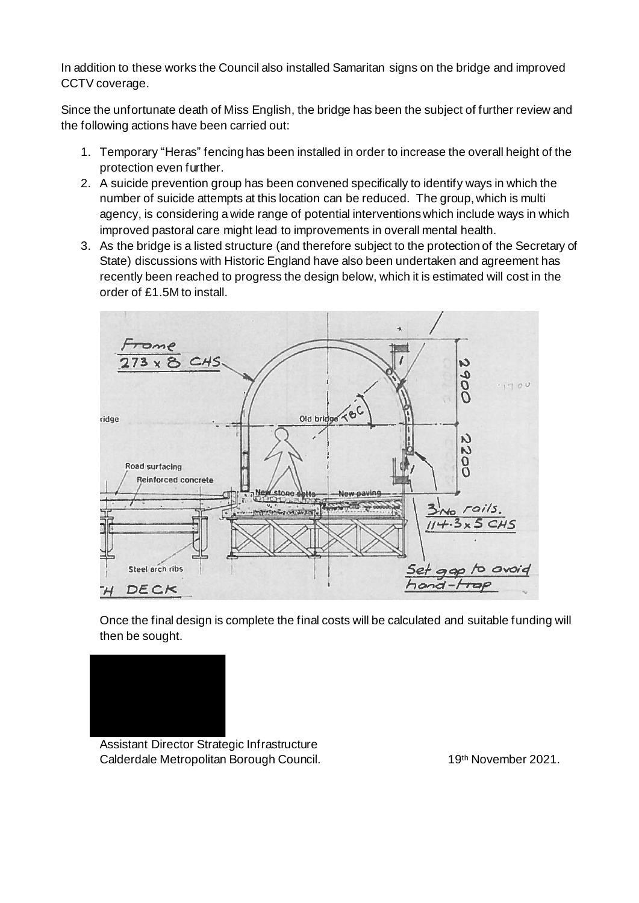In addition to these works the Council also installed Samaritan signs on the bridge and improved CCTV coverage.

Since the unfortunate death of Miss English, the bridge has been the subject of further review and the following actions have been carried out:

1. Temporary "Heras" fencing has been installed in order to increase the overall height of the protection even further.
2. A suicide prevention group has been convened specifically to identify ways in which the number of suicide attempts at this location can be reduced. The group, which is multi agency, is considering a wide range of potential interventions which include ways in which improved pastoral care might lead to improvements in overall mental health.
3. As the bridge is a listed structure (and therefore subject to the protection of the Secretary of State) discussions with Historic England have also been undertaken and agreement has recently been reached to progress the design below, which it is estimated will cost in the order of £1.5M to install.

Frame 273 x 8 CHS

2900

2200

ridge

Old bridge

TBC

Road surfacing

Reinforced concrete

New stone setts

New paving

3 No rails. 114.3 x 5 CHS

Steel arch ribs

Set gap to avoid hand-trap

H DECK

Once the final design is complete the final costs will be calculated and suitable funding will then be sought.

Assistant Director Strategic Infrastructure
Calderdale Metropolitan Borough Council.

19th November 2021.